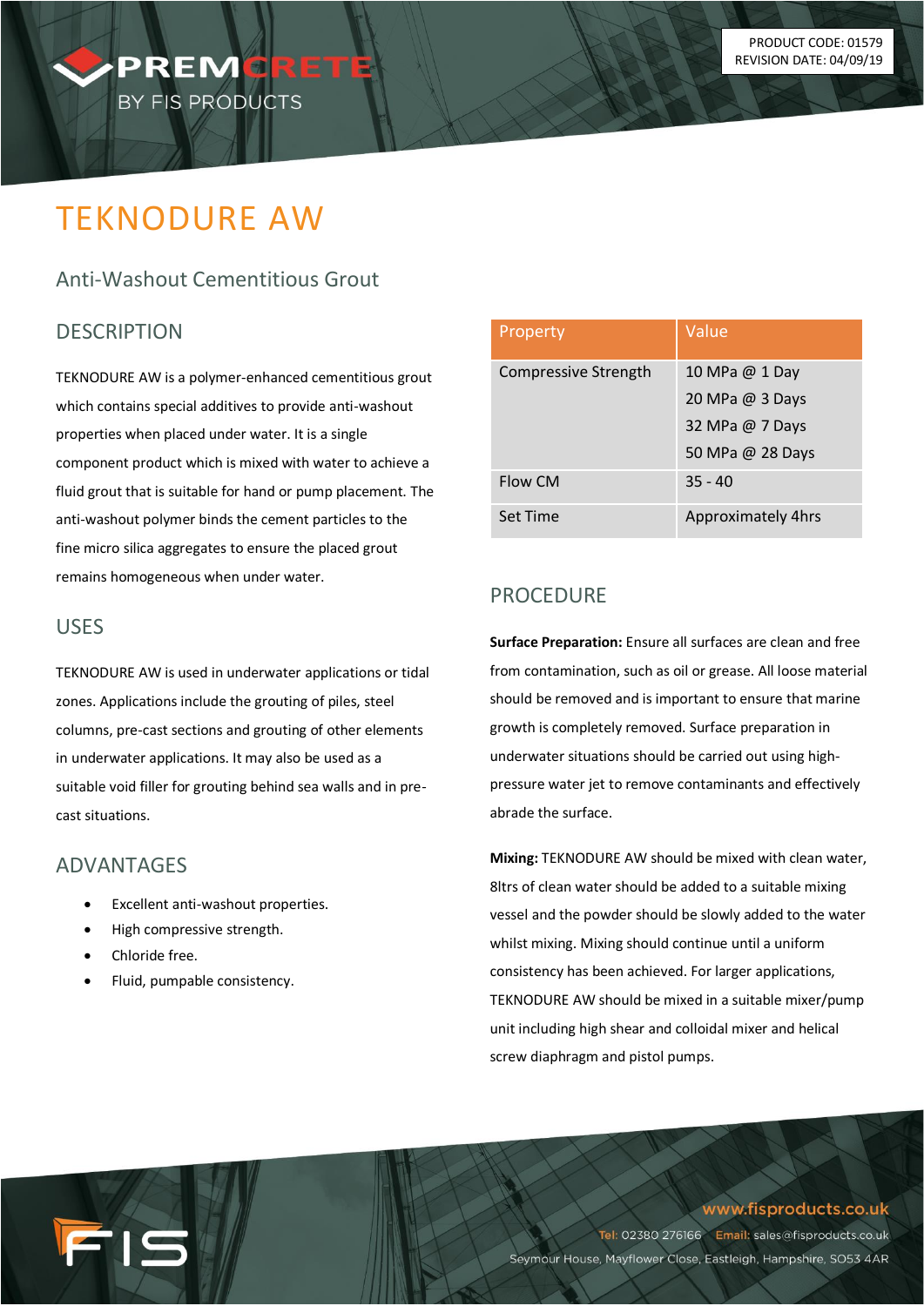PRODUCT CODE: 01579
REVISION DATE: 04/09/19

# TEKNODURE AW

## Anti-Washout Cementitious Grout

## DESCRIPTION

TEKNODURE AW is a polymer-enhanced cementitious grout which contains special additives to provide anti-washout properties when placed under water. It is a single component product which is mixed with water to achieve a fluid grout that is suitable for hand or pump placement. The anti-washout polymer binds the cement particles to the fine micro silica aggregates to ensure the placed grout remains homogeneous when under water.

## USES

TEKNODURE AW is used in underwater applications or tidal zones. Applications include the grouting of piles, steel columns, pre-cast sections and grouting of other elements in underwater applications. It may also be used as a suitable void filler for grouting behind sea walls and in pre-cast situations.

## ADVANTAGES

- Excellent anti-washout properties.
- High compressive strength.
- Chloride free.
- Fluid, pumpable consistency.

| Property | Value |
|---|---|
| Compressive Strength | 10 MPa @ 1 Day<br>20 MPa @ 3 Days<br>32 MPa @ 7 Days<br>50 MPa @ 28 Days |
| Flow CM | 35 - 40 |
| Set Time | Approximately 4hrs |

## PROCEDURE

**Surface Preparation:** Ensure all surfaces are clean and free from contamination, such as oil or grease. All loose material should be removed and is important to ensure that marine growth is completely removed. Surface preparation in underwater situations should be carried out using high-pressure water jet to remove contaminants and effectively abrade the surface.

**Mixing:** TEKNODURE AW should be mixed with clean water, 8ltrs of clean water should be added to a suitable mixing vessel and the powder should be slowly added to the water whilst mixing. Mixing should continue until a uniform consistency has been achieved. For larger applications, TEKNODURE AW should be mixed in a suitable mixer/pump unit including high shear and colloidal mixer and helical screw diaphragm and pistol pumps.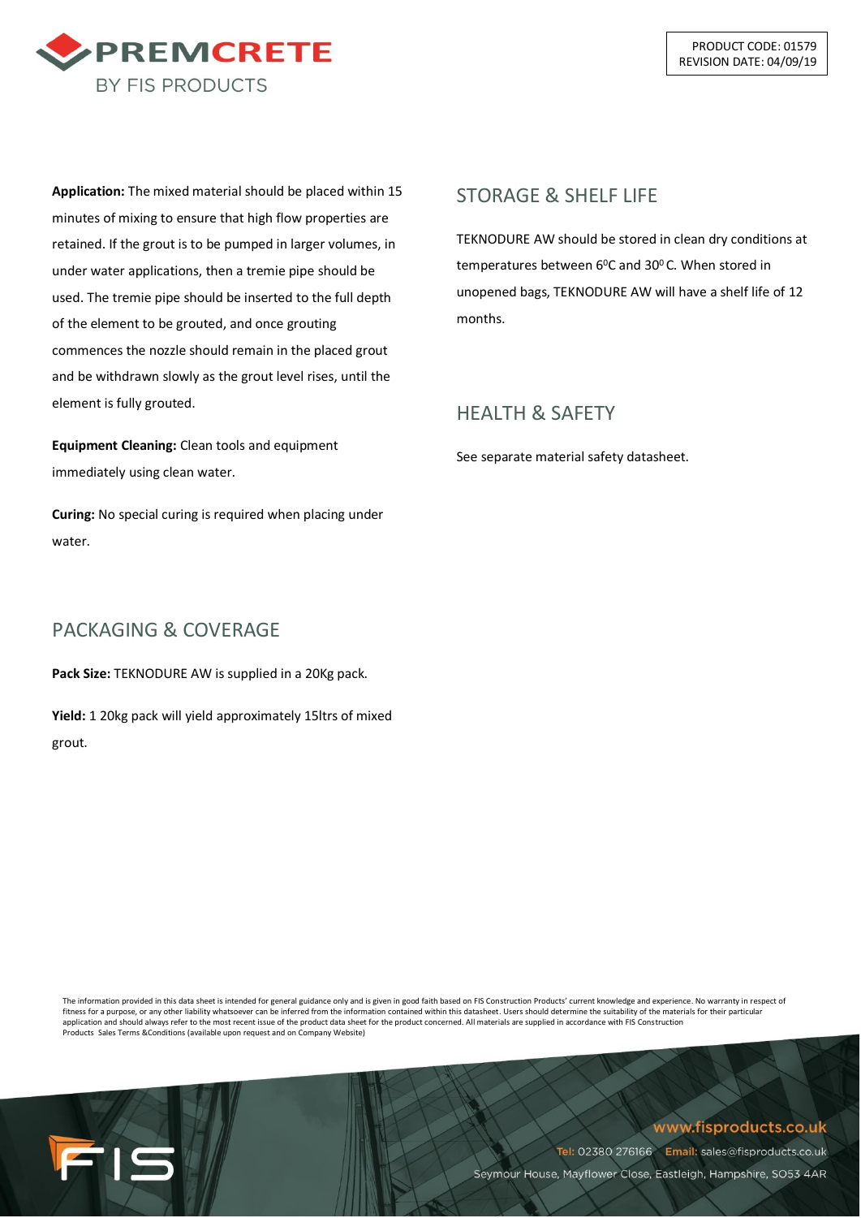**Application:** The mixed material should be placed within 15 minutes of mixing to ensure that high flow properties are retained. If the grout is to be pumped in larger volumes, in under water applications, then a tremie pipe should be used. The tremie pipe should be inserted to the full depth of the element to be grouted, and once grouting commences the nozzle should remain in the placed grout and be withdrawn slowly as the grout level rises, until the element is fully grouted.

**Equipment Cleaning:** Clean tools and equipment immediately using clean water.

**Curing:** No special curing is required when placing under water.

## PACKAGING & COVERAGE

**Pack Size:** TEKNODURE AW is supplied in a 20Kg pack.

**Yield:** 1 20kg pack will yield approximately 15ltrs of mixed grout.

## STORAGE & SHELF LIFE

TEKNODURE AW should be stored in clean dry conditions at temperatures between $6^{0}$C and $30^{0}$ C. When stored in unopened bags, TEKNODURE AW will have a shelf life of 12 months.

## HEALTH & SAFETY

See separate material safety datasheet.

The information provided in this data sheet is intended for general guidance only and is given in good faith based on FIS Construction Products' current knowledge and experience. No warranty in respect of fitness for a purpose, or any other liability whatsoever can be inferred from the information contained within this datasheet. Users should determine the suitability of the materials for their particular application and should always refer to the most recent issue of the product data sheet for the product concerned. All materials are supplied in accordance with FIS Construction Products Sales Terms &Conditions (available upon request and on Company Website)

www.fisproducts.co.uk

Tel: 02380 276166 Email: sales@fisproducts.co.uk

Seymour House, Mayflower Close, Eastleigh, Hampshire, SO53 4AR